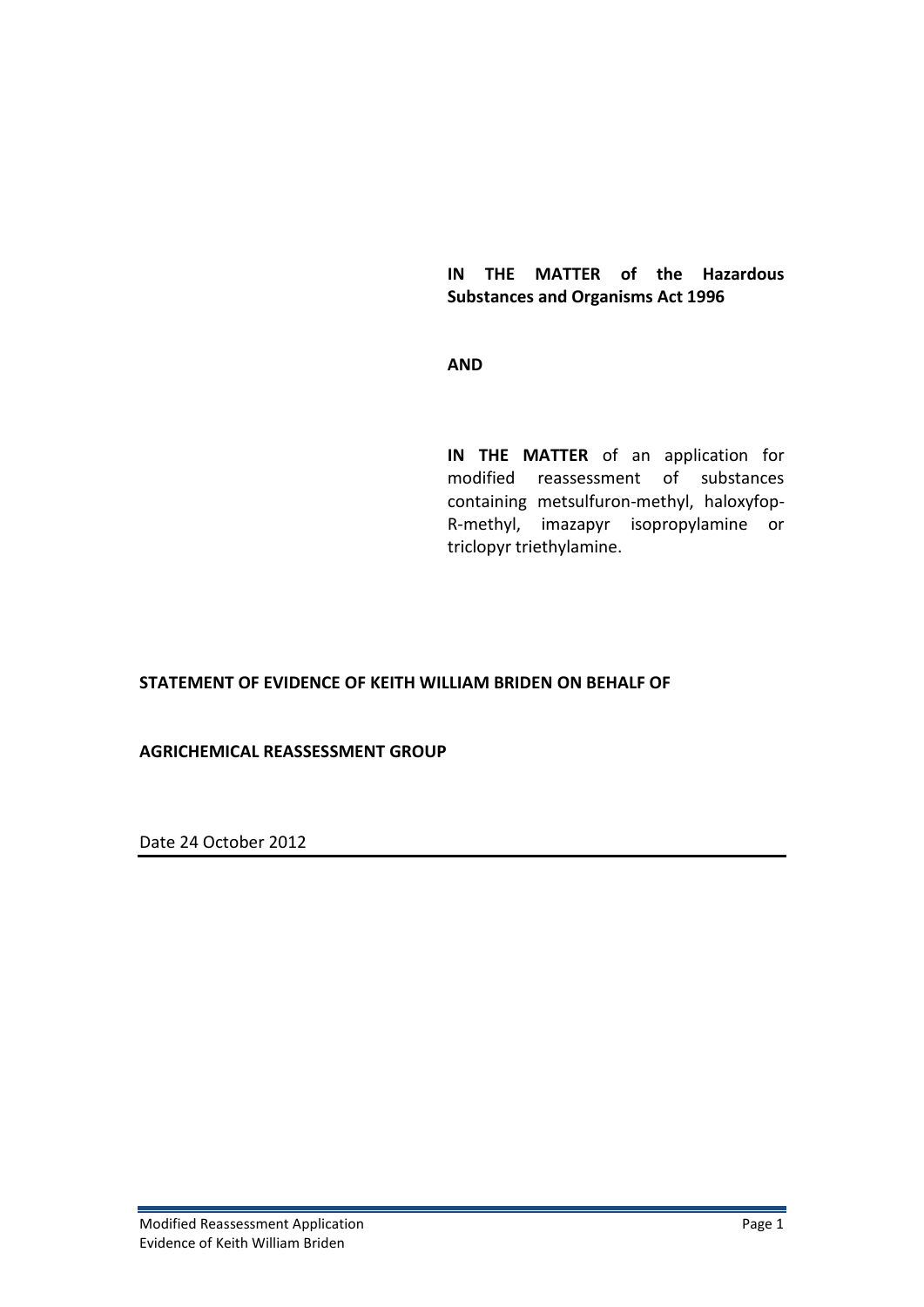**IN THE MATTER of the Hazardous Substances and Organisms Act 1996**

**AND**

**IN THE MATTER** of an application for modified reassessment of substances containing metsulfuron-methyl, haloxyfop-R-methyl, imazapyr isopropylamine or triclopyr triethylamine.

**STATEMENT OF EVIDENCE OF KEITH WILLIAM BRIDEN ON BEHALF OF**

**AGRICHEMICAL REASSESSMENT GROUP**

Date 24 October 2012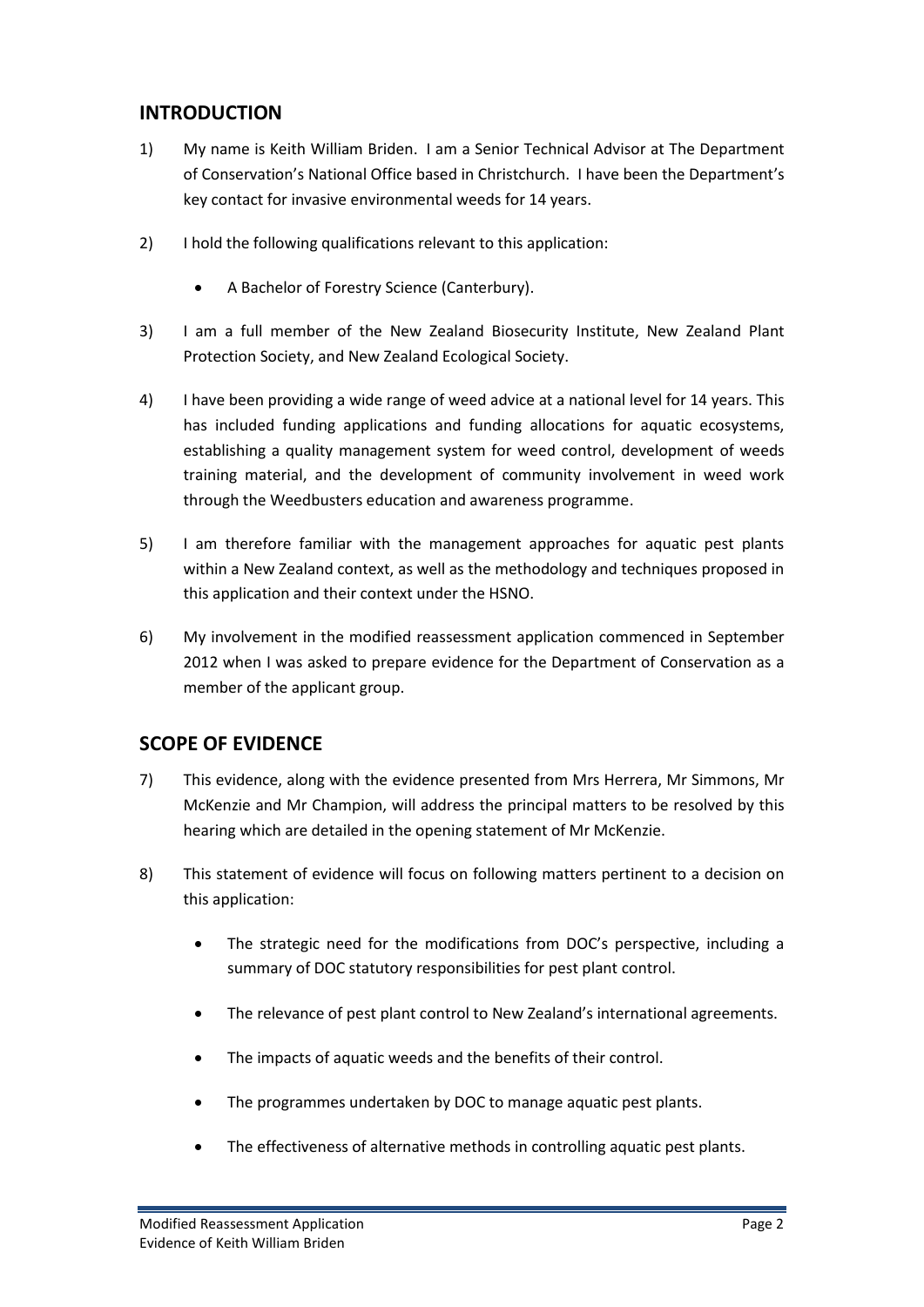## INTRODUCTION

1) My name is Keith William Briden. I am a Senior Technical Advisor at The Department of Conservation's National Office based in Christchurch. I have been the Department's key contact for invasive environmental weeds for 14 years.

2) I hold the following qualifications relevant to this application:

   - A Bachelor of Forestry Science (Canterbury).

3) I am a full member of the New Zealand Biosecurity Institute, New Zealand Plant Protection Society, and New Zealand Ecological Society.

4) I have been providing a wide range of weed advice at a national level for 14 years. This has included funding applications and funding allocations for aquatic ecosystems, establishing a quality management system for weed control, development of weeds training material, and the development of community involvement in weed work through the Weedbusters education and awareness programme.

5) I am therefore familiar with the management approaches for aquatic pest plants within a New Zealand context, as well as the methodology and techniques proposed in this application and their context under the HSNO.

6) My involvement in the modified reassessment application commenced in September 2012 when I was asked to prepare evidence for the Department of Conservation as a member of the applicant group.

## SCOPE OF EVIDENCE

7) This evidence, along with the evidence presented from Mrs Herrera, Mr Simmons, Mr McKenzie and Mr Champion, will address the principal matters to be resolved by this hearing which are detailed in the opening statement of Mr McKenzie.

8) This statement of evidence will focus on following matters pertinent to a decision on this application:

   - The strategic need for the modifications from DOC's perspective, including a summary of DOC statutory responsibilities for pest plant control.
   - The relevance of pest plant control to New Zealand's international agreements.
   - The impacts of aquatic weeds and the benefits of their control.
   - The programmes undertaken by DOC to manage aquatic pest plants.
   - The effectiveness of alternative methods in controlling aquatic pest plants.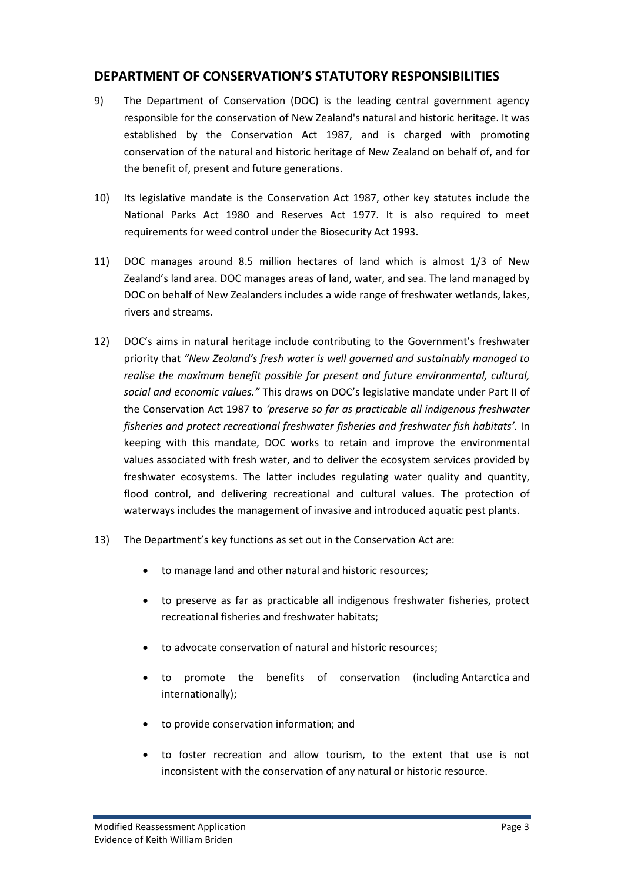## DEPARTMENT OF CONSERVATION'S STATUTORY RESPONSIBILITIES

9) The Department of Conservation (DOC) is the leading central government agency responsible for the conservation of New Zealand's natural and historic heritage. It was established by the Conservation Act 1987, and is charged with promoting conservation of the natural and historic heritage of New Zealand on behalf of, and for the benefit of, present and future generations.

10) Its legislative mandate is the Conservation Act 1987, other key statutes include the National Parks Act 1980 and Reserves Act 1977. It is also required to meet requirements for weed control under the Biosecurity Act 1993.

11) DOC manages around 8.5 million hectares of land which is almost 1/3 of New Zealand's land area. DOC manages areas of land, water, and sea. The land managed by DOC on behalf of New Zealanders includes a wide range of freshwater wetlands, lakes, rivers and streams.

12) DOC's aims in natural heritage include contributing to the Government's freshwater priority that *"New Zealand's fresh water is well governed and sustainably managed to realise the maximum benefit possible for present and future environmental, cultural, social and economic values."* This draws on DOC's legislative mandate under Part II of the Conservation Act 1987 to *'preserve so far as practicable all indigenous freshwater fisheries and protect recreational freshwater fisheries and freshwater fish habitats'.* In keeping with this mandate, DOC works to retain and improve the environmental values associated with fresh water, and to deliver the ecosystem services provided by freshwater ecosystems. The latter includes regulating water quality and quantity, flood control, and delivering recreational and cultural values. The protection of waterways includes the management of invasive and introduced aquatic pest plants.

13) The Department's key functions as set out in the Conservation Act are:

- to manage land and other natural and historic resources;
- to preserve as far as practicable all indigenous freshwater fisheries, protect recreational fisheries and freshwater habitats;
- to advocate conservation of natural and historic resources;
- to promote the benefits of conservation (including Antarctica and internationally);
- to provide conservation information; and
- to foster recreation and allow tourism, to the extent that use is not inconsistent with the conservation of any natural or historic resource.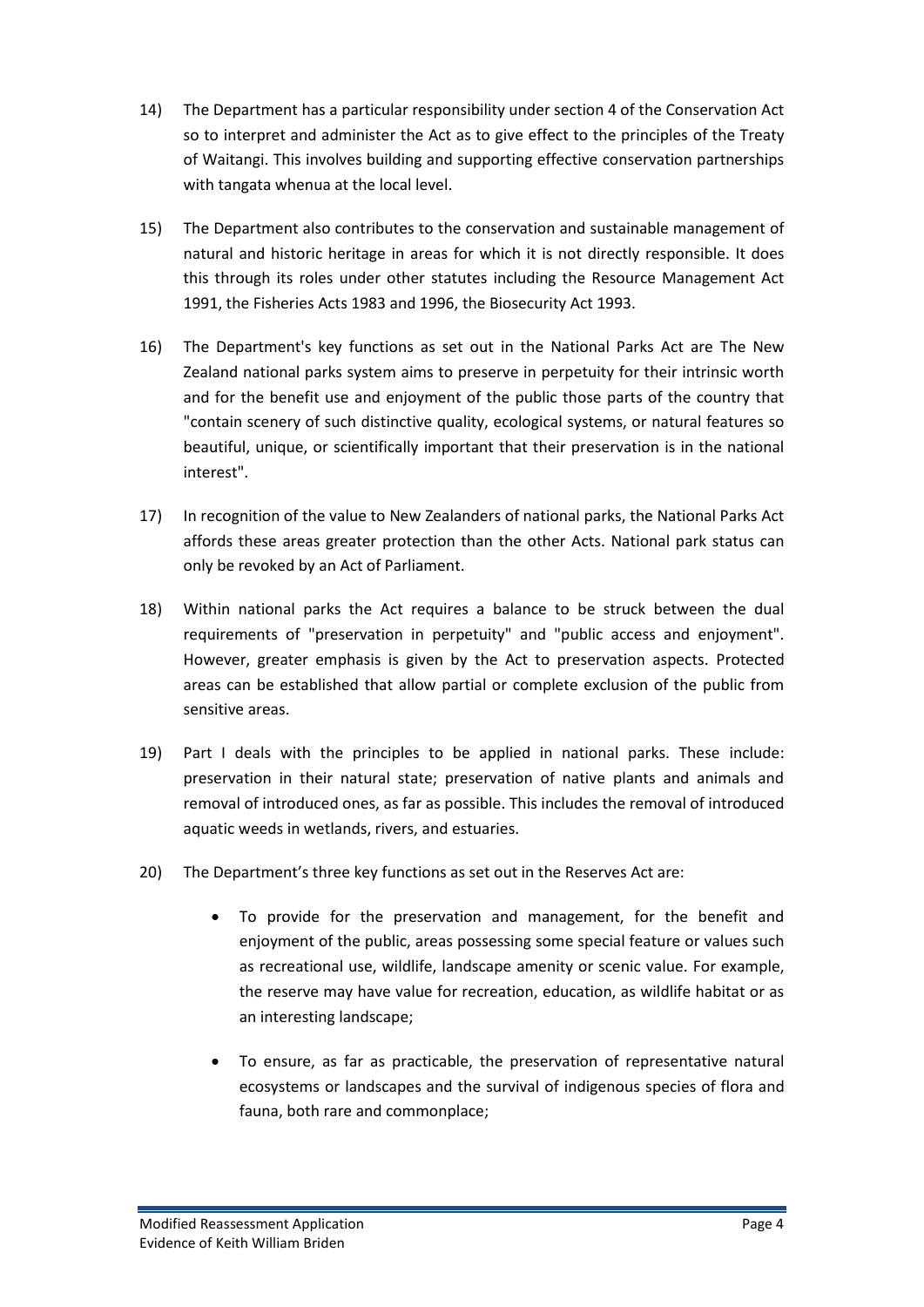14) The Department has a particular responsibility under section 4 of the Conservation Act so to interpret and administer the Act as to give effect to the principles of the Treaty of Waitangi. This involves building and supporting effective conservation partnerships with tangata whenua at the local level.

15) The Department also contributes to the conservation and sustainable management of natural and historic heritage in areas for which it is not directly responsible. It does this through its roles under other statutes including the Resource Management Act 1991, the Fisheries Acts 1983 and 1996, the Biosecurity Act 1993.

16) The Department's key functions as set out in the National Parks Act are The New Zealand national parks system aims to preserve in perpetuity for their intrinsic worth and for the benefit use and enjoyment of the public those parts of the country that "contain scenery of such distinctive quality, ecological systems, or natural features so beautiful, unique, or scientifically important that their preservation is in the national interest".

17) In recognition of the value to New Zealanders of national parks, the National Parks Act affords these areas greater protection than the other Acts. National park status can only be revoked by an Act of Parliament.

18) Within national parks the Act requires a balance to be struck between the dual requirements of "preservation in perpetuity" and "public access and enjoyment". However, greater emphasis is given by the Act to preservation aspects. Protected areas can be established that allow partial or complete exclusion of the public from sensitive areas.

19) Part I deals with the principles to be applied in national parks. These include: preservation in their natural state; preservation of native plants and animals and removal of introduced ones, as far as possible. This includes the removal of introduced aquatic weeds in wetlands, rivers, and estuaries.

20) The Department's three key functions as set out in the Reserves Act are:

- To provide for the preservation and management, for the benefit and enjoyment of the public, areas possessing some special feature or values such as recreational use, wildlife, landscape amenity or scenic value. For example, the reserve may have value for recreation, education, as wildlife habitat or as an interesting landscape;

- To ensure, as far as practicable, the preservation of representative natural ecosystems or landscapes and the survival of indigenous species of flora and fauna, both rare and commonplace;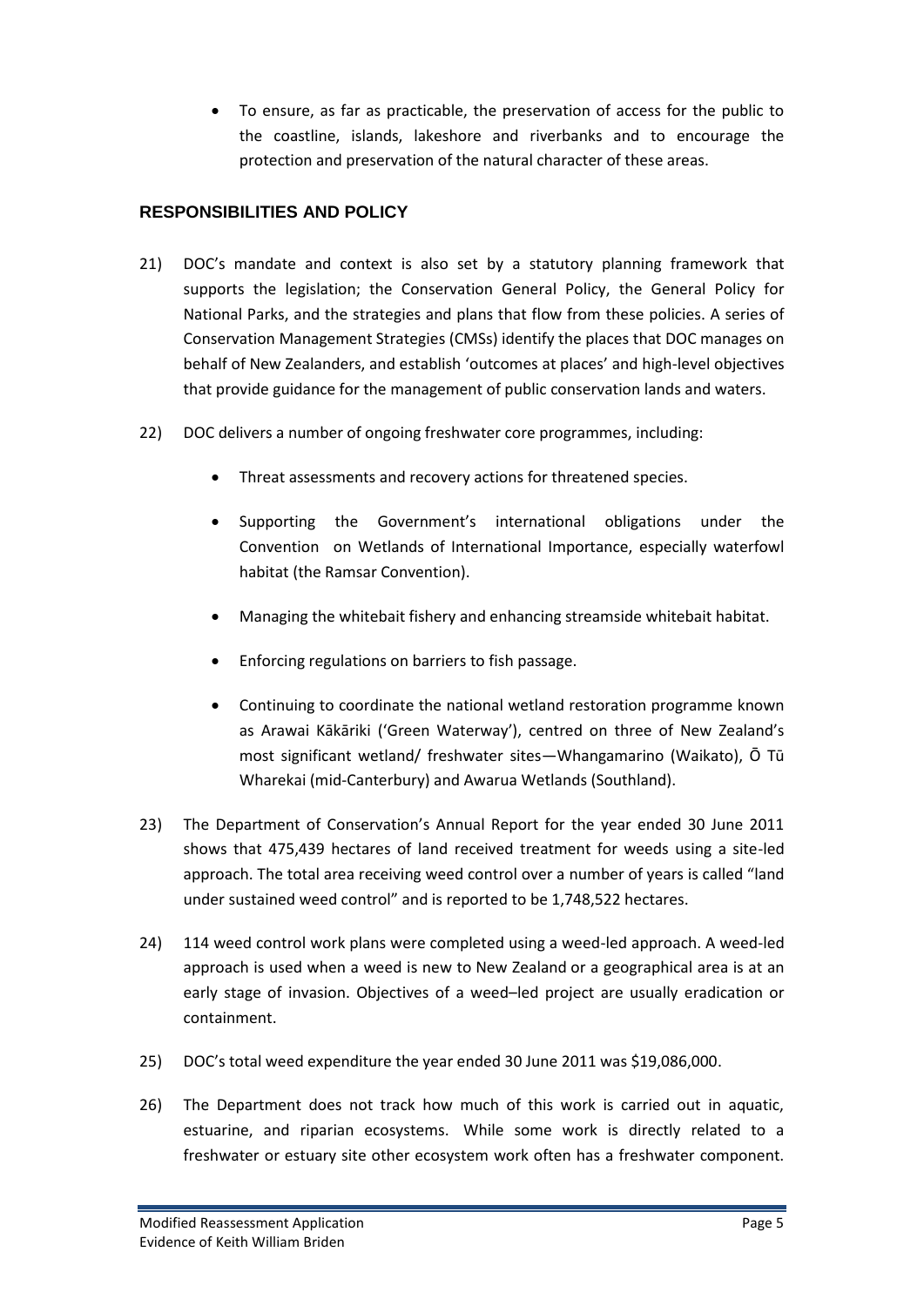- To ensure, as far as practicable, the preservation of access for the public to the coastline, islands, lakeshore and riverbanks and to encourage the protection and preservation of the natural character of these areas.

## RESPONSIBILITIES AND POLICY

21) DOC's mandate and context is also set by a statutory planning framework that supports the legislation; the Conservation General Policy, the General Policy for National Parks, and the strategies and plans that flow from these policies. A series of Conservation Management Strategies (CMSs) identify the places that DOC manages on behalf of New Zealanders, and establish 'outcomes at places' and high-level objectives that provide guidance for the management of public conservation lands and waters.

22) DOC delivers a number of ongoing freshwater core programmes, including:

    - Threat assessments and recovery actions for threatened species.
    - Supporting the Government's international obligations under the Convention on Wetlands of International Importance, especially waterfowl habitat (the Ramsar Convention).
    - Managing the whitebait fishery and enhancing streamside whitebait habitat.
    - Enforcing regulations on barriers to fish passage.
    - Continuing to coordinate the national wetland restoration programme known as Arawai Kākāriki ('Green Waterway'), centred on three of New Zealand's most significant wetland/ freshwater sites—Whangamarino (Waikato), Ō Tū Wharekai (mid-Canterbury) and Awarua Wetlands (Southland).

23) The Department of Conservation's Annual Report for the year ended 30 June 2011 shows that 475,439 hectares of land received treatment for weeds using a site-led approach. The total area receiving weed control over a number of years is called "land under sustained weed control" and is reported to be 1,748,522 hectares.

24) 114 weed control work plans were completed using a weed-led approach. A weed-led approach is used when a weed is new to New Zealand or a geographical area is at an early stage of invasion. Objectives of a weed–led project are usually eradication or containment.

25) DOC's total weed expenditure the year ended 30 June 2011 was $19,086,000.

26) The Department does not track how much of this work is carried out in aquatic, estuarine, and riparian ecosystems. While some work is directly related to a freshwater or estuary site other ecosystem work often has a freshwater component.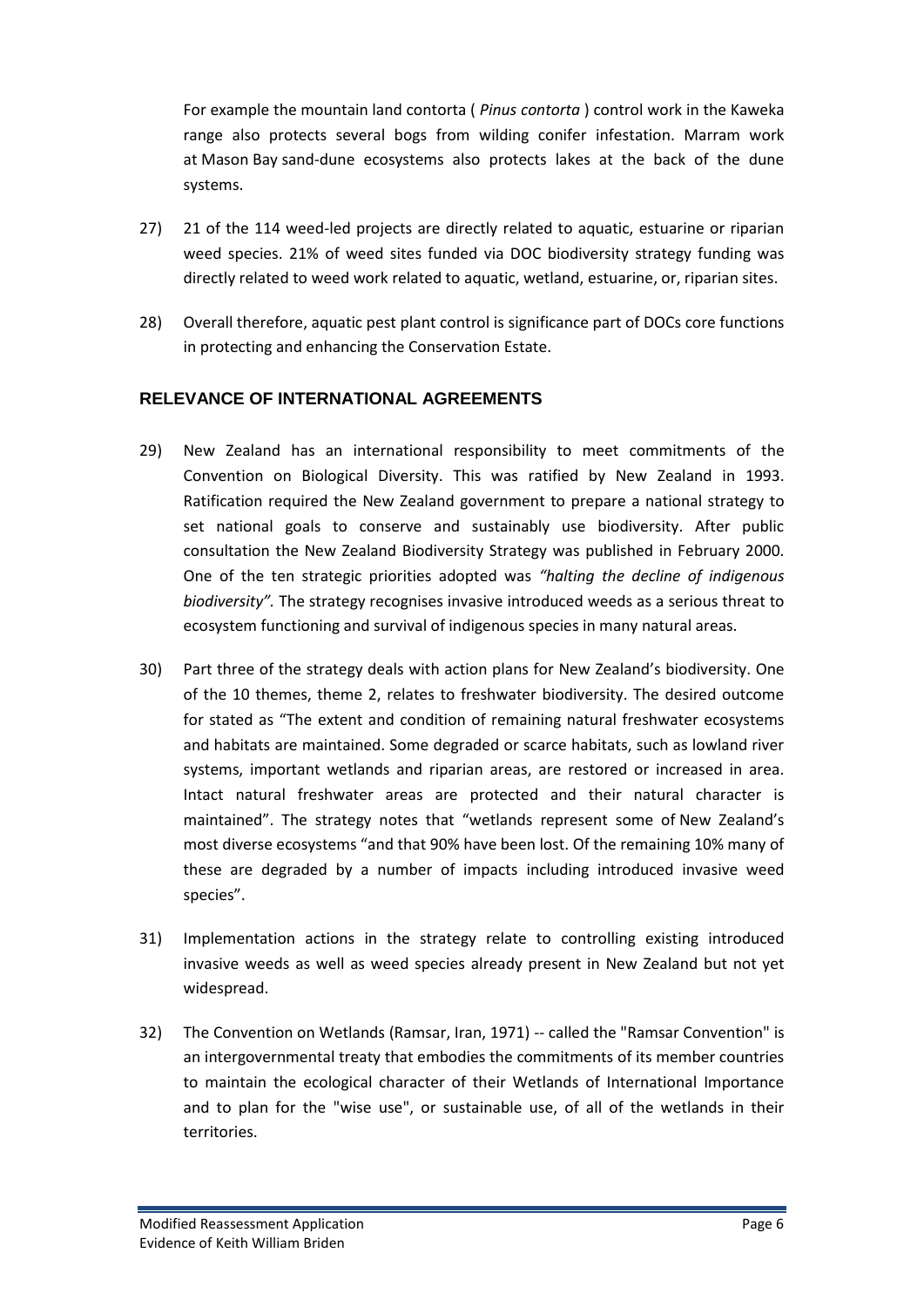For example the mountain land contorta ( *Pinus contorta* ) control work in the Kaweka range also protects several bogs from wilding conifer infestation. Marram work at Mason Bay sand-dune ecosystems also protects lakes at the back of the dune systems.

27) 21 of the 114 weed-led projects are directly related to aquatic, estuarine or riparian weed species. 21% of weed sites funded via DOC biodiversity strategy funding was directly related to weed work related to aquatic, wetland, estuarine, or, riparian sites.

28) Overall therefore, aquatic pest plant control is significance part of DOCs core functions in protecting and enhancing the Conservation Estate.

## RELEVANCE OF INTERNATIONAL AGREEMENTS

29) New Zealand has an international responsibility to meet commitments of the Convention on Biological Diversity. This was ratified by New Zealand in 1993. Ratification required the New Zealand government to prepare a national strategy to set national goals to conserve and sustainably use biodiversity. After public consultation the New Zealand Biodiversity Strategy was published in February 2000. One of the ten strategic priorities adopted was *"halting the decline of indigenous biodiversity".* The strategy recognises invasive introduced weeds as a serious threat to ecosystem functioning and survival of indigenous species in many natural areas.

30) Part three of the strategy deals with action plans for New Zealand's biodiversity. One of the 10 themes, theme 2, relates to freshwater biodiversity. The desired outcome for stated as "The extent and condition of remaining natural freshwater ecosystems and habitats are maintained. Some degraded or scarce habitats, such as lowland river systems, important wetlands and riparian areas, are restored or increased in area. Intact natural freshwater areas are protected and their natural character is maintained". The strategy notes that "wetlands represent some of New Zealand's most diverse ecosystems "and that 90% have been lost. Of the remaining 10% many of these are degraded by a number of impacts including introduced invasive weed species".

31) Implementation actions in the strategy relate to controlling existing introduced invasive weeds as well as weed species already present in New Zealand but not yet widespread.

32) The Convention on Wetlands (Ramsar, Iran, 1971) -- called the "Ramsar Convention" is an intergovernmental treaty that embodies the commitments of its member countries to maintain the ecological character of their Wetlands of International Importance and to plan for the "wise use", or sustainable use, of all of the wetlands in their territories.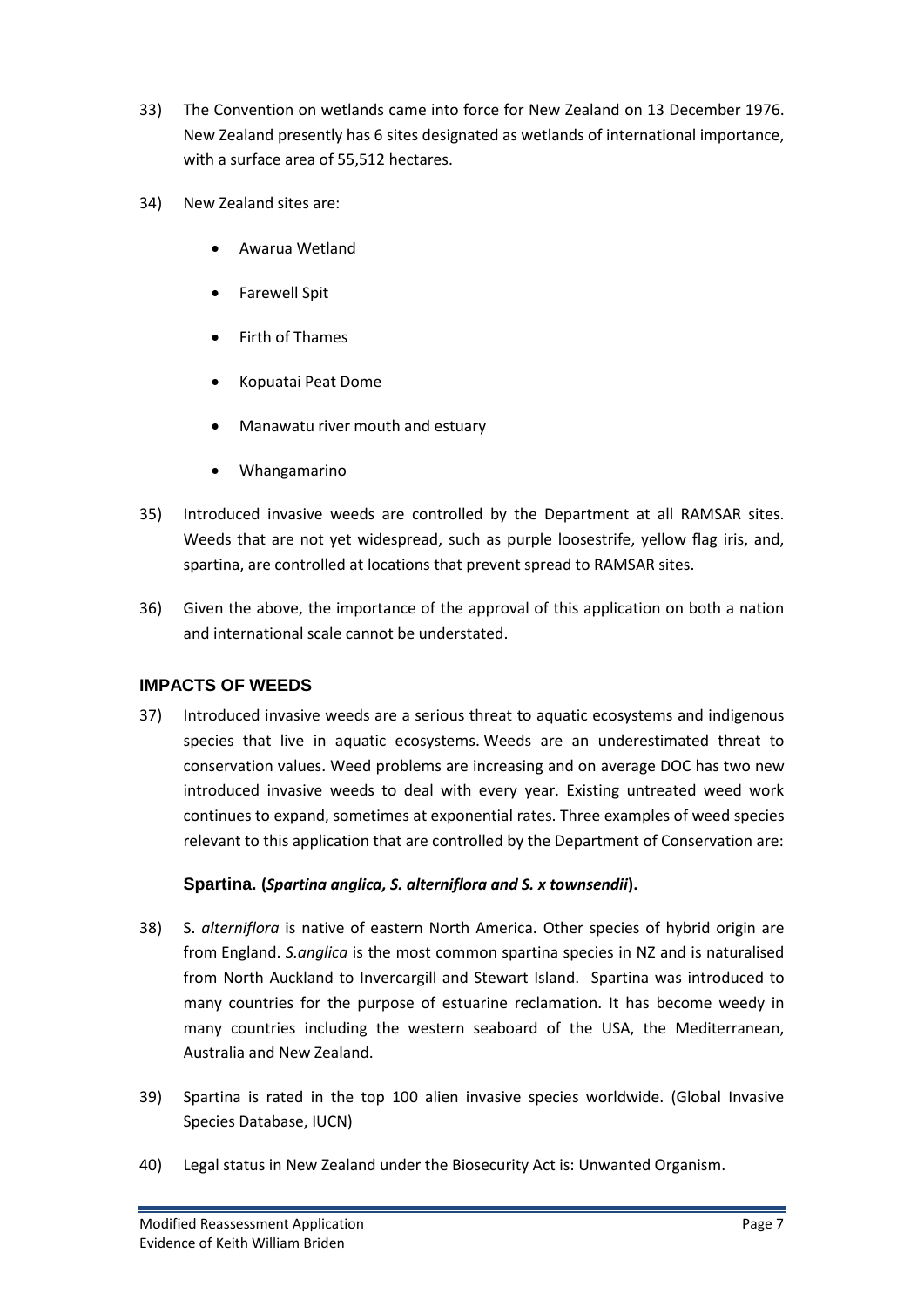33) The Convention on wetlands came into force for New Zealand on 13 December 1976. New Zealand presently has 6 sites designated as wetlands of international importance, with a surface area of 55,512 hectares.

34) New Zealand sites are:

- Awarua Wetland
- Farewell Spit
- Firth of Thames
- Kopuatai Peat Dome
- Manawatu river mouth and estuary
- Whangamarino

35) Introduced invasive weeds are controlled by the Department at all RAMSAR sites. Weeds that are not yet widespread, such as purple loosestrife, yellow flag iris, and, spartina, are controlled at locations that prevent spread to RAMSAR sites.

36) Given the above, the importance of the approval of this application on both a nation and international scale cannot be understated.

## IMPACTS OF WEEDS

37) Introduced invasive weeds are a serious threat to aquatic ecosystems and indigenous species that live in aquatic ecosystems. Weeds are an underestimated threat to conservation values. Weed problems are increasing and on average DOC has two new introduced invasive weeds to deal with every year. Existing untreated weed work continues to expand, sometimes at exponential rates. Three examples of weed species relevant to this application that are controlled by the Department of Conservation are:

### Spartina. (*Spartina anglica, S. alterniflora and S. x townsendii*).

38) S. *alterniflora* is native of eastern North America. Other species of hybrid origin are from England. *S.anglica* is the most common spartina species in NZ and is naturalised from North Auckland to Invercargill and Stewart Island. Spartina was introduced to many countries for the purpose of estuarine reclamation. It has become weedy in many countries including the western seaboard of the USA, the Mediterranean, Australia and New Zealand.

39) Spartina is rated in the top 100 alien invasive species worldwide. (Global Invasive Species Database, IUCN)

40) Legal status in New Zealand under the Biosecurity Act is: Unwanted Organism.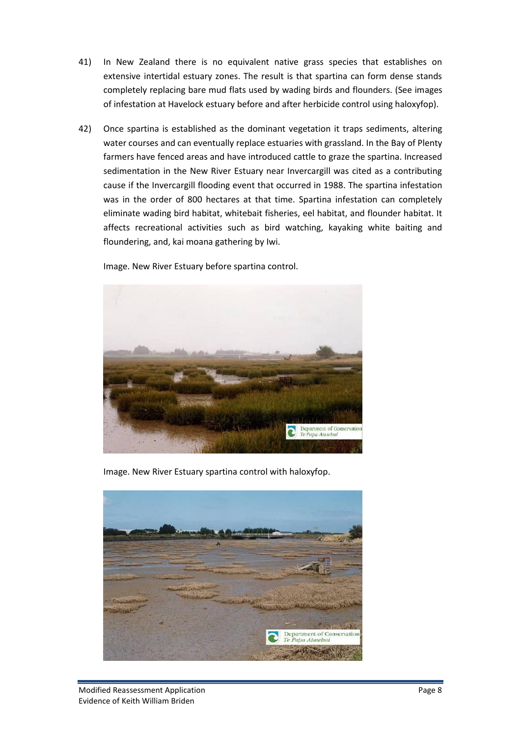41) In New Zealand there is no equivalent native grass species that establishes on extensive intertidal estuary zones. The result is that spartina can form dense stands completely replacing bare mud flats used by wading birds and flounders. (See images of infestation at Havelock estuary before and after herbicide control using haloxyfop).

42) Once spartina is established as the dominant vegetation it traps sediments, altering water courses and can eventually replace estuaries with grassland. In the Bay of Plenty farmers have fenced areas and have introduced cattle to graze the spartina. Increased sedimentation in the New River Estuary near Invercargill was cited as a contributing cause if the Invercargill flooding event that occurred in 1988. The spartina infestation was in the order of 800 hectares at that time. Spartina infestation can completely eliminate wading bird habitat, whitebait fisheries, eel habitat, and flounder habitat. It affects recreational activities such as bird watching, kayaking white baiting and floundering, and, kai moana gathering by Iwi.

Image. New River Estuary before spartina control.

Image. New River Estuary spartina control with haloxyfop.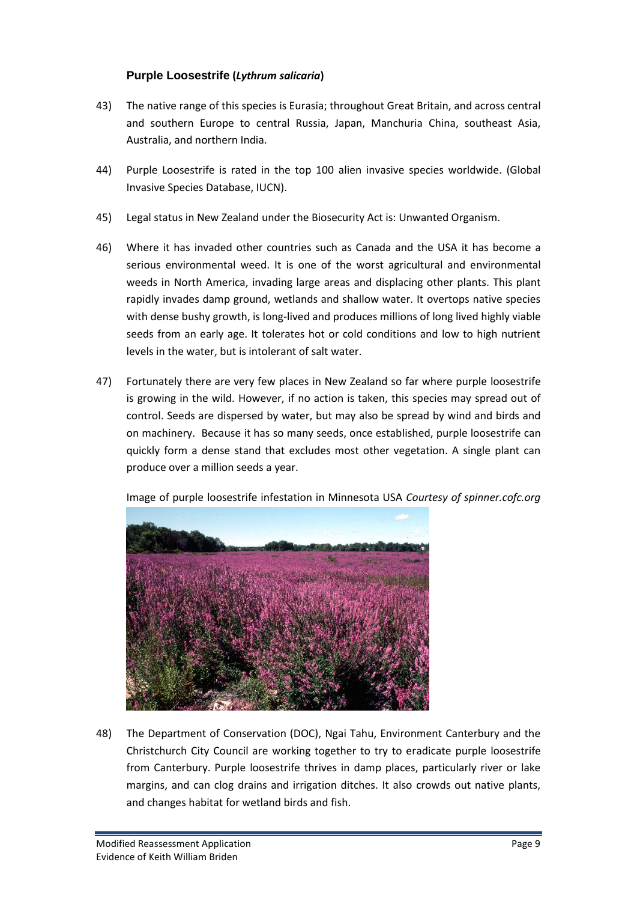### Purple Loosestrife (*Lythrum salicaria*)

43) The native range of this species is Eurasia; throughout Great Britain, and across central and southern Europe to central Russia, Japan, Manchuria China, southeast Asia, Australia, and northern India.

44) Purple Loosestrife is rated in the top 100 alien invasive species worldwide. (Global Invasive Species Database, IUCN).

45) Legal status in New Zealand under the Biosecurity Act is: Unwanted Organism.

46) Where it has invaded other countries such as Canada and the USA it has become a serious environmental weed. It is one of the worst agricultural and environmental weeds in North America, invading large areas and displacing other plants. This plant rapidly invades damp ground, wetlands and shallow water. It overtops native species with dense bushy growth, is long-lived and produces millions of long lived highly viable seeds from an early age. It tolerates hot or cold conditions and low to high nutrient levels in the water, but is intolerant of salt water.

47) Fortunately there are very few places in New Zealand so far where purple loosestrife is growing in the wild. However, if no action is taken, this species may spread out of control. Seeds are dispersed by water, but may also be spread by wind and birds and on machinery. Because it has so many seeds, once established, purple loosestrife can quickly form a dense stand that excludes most other vegetation. A single plant can produce over a million seeds a year.

Image of purple loosestrife infestation in Minnesota USA *Courtesy of spinner.cofc.org*

48) The Department of Conservation (DOC), Ngai Tahu, Environment Canterbury and the Christchurch City Council are working together to try to eradicate purple loosestrife from Canterbury. Purple loosestrife thrives in damp places, particularly river or lake margins, and can clog drains and irrigation ditches. It also crowds out native plants, and changes habitat for wetland birds and fish.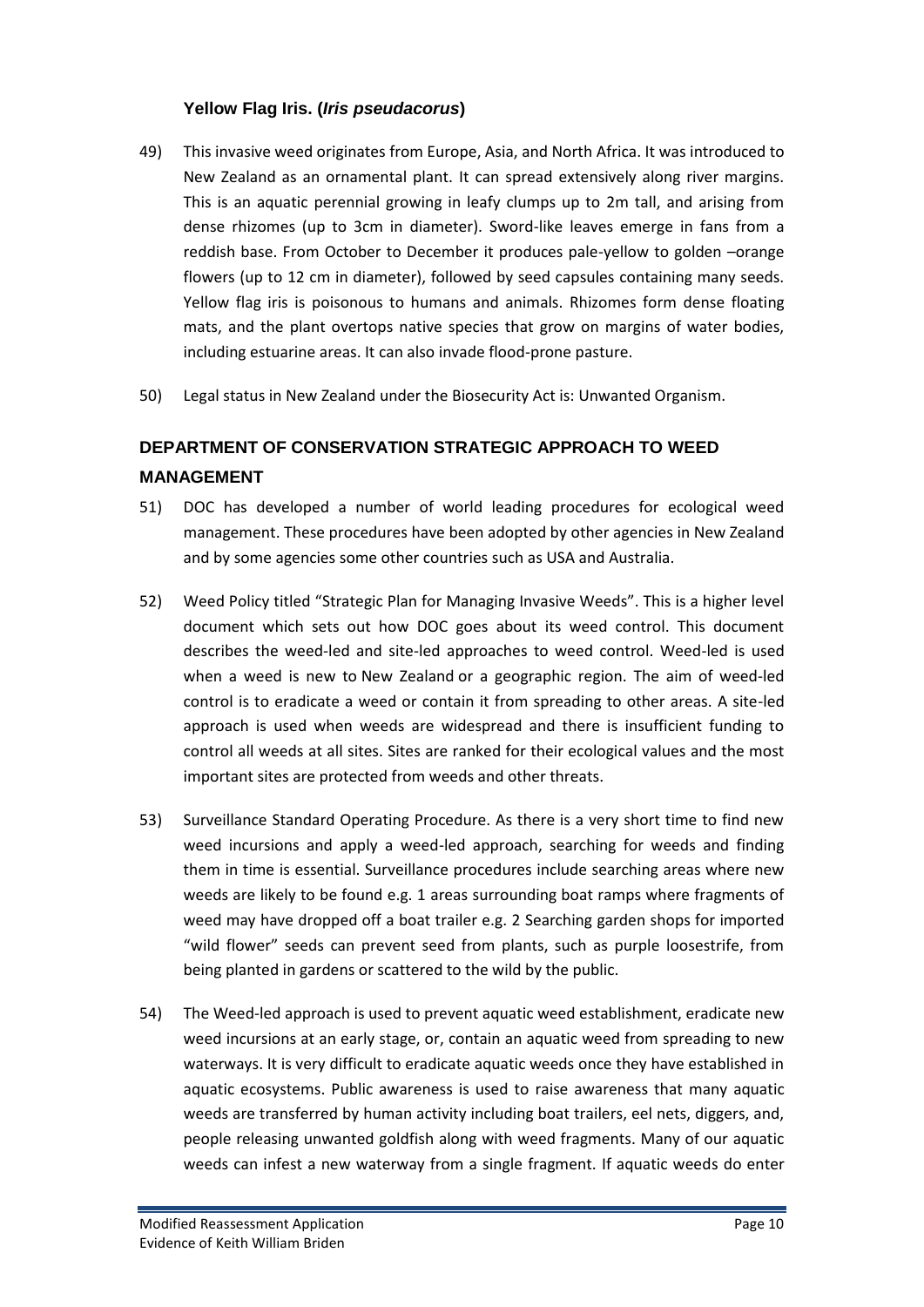### **Yellow Flag Iris. (*Iris pseudacorus*)**

49) This invasive weed originates from Europe, Asia, and North Africa. It was introduced to New Zealand as an ornamental plant. It can spread extensively along river margins. This is an aquatic perennial growing in leafy clumps up to 2m tall, and arising from dense rhizomes (up to 3cm in diameter). Sword-like leaves emerge in fans from a reddish base. From October to December it produces pale-yellow to golden –orange flowers (up to 12 cm in diameter), followed by seed capsules containing many seeds. Yellow flag iris is poisonous to humans and animals. Rhizomes form dense floating mats, and the plant overtops native species that grow on margins of water bodies, including estuarine areas. It can also invade flood-prone pasture.

50) Legal status in New Zealand under the Biosecurity Act is: Unwanted Organism.

## **DEPARTMENT OF CONSERVATION STRATEGIC APPROACH TO WEED MANAGEMENT**

51) DOC has developed a number of world leading procedures for ecological weed management. These procedures have been adopted by other agencies in New Zealand and by some agencies some other countries such as USA and Australia.

52) Weed Policy titled "Strategic Plan for Managing Invasive Weeds". This is a higher level document which sets out how DOC goes about its weed control. This document describes the weed-led and site-led approaches to weed control. Weed-led is used when a weed is new to New Zealand or a geographic region. The aim of weed-led control is to eradicate a weed or contain it from spreading to other areas. A site-led approach is used when weeds are widespread and there is insufficient funding to control all weeds at all sites. Sites are ranked for their ecological values and the most important sites are protected from weeds and other threats.

53) Surveillance Standard Operating Procedure. As there is a very short time to find new weed incursions and apply a weed-led approach, searching for weeds and finding them in time is essential. Surveillance procedures include searching areas where new weeds are likely to be found e.g. 1 areas surrounding boat ramps where fragments of weed may have dropped off a boat trailer e.g. 2 Searching garden shops for imported "wild flower" seeds can prevent seed from plants, such as purple loosestrife, from being planted in gardens or scattered to the wild by the public.

54) The Weed-led approach is used to prevent aquatic weed establishment, eradicate new weed incursions at an early stage, or, contain an aquatic weed from spreading to new waterways. It is very difficult to eradicate aquatic weeds once they have established in aquatic ecosystems. Public awareness is used to raise awareness that many aquatic weeds are transferred by human activity including boat trailers, eel nets, diggers, and, people releasing unwanted goldfish along with weed fragments. Many of our aquatic weeds can infest a new waterway from a single fragment. If aquatic weeds do enter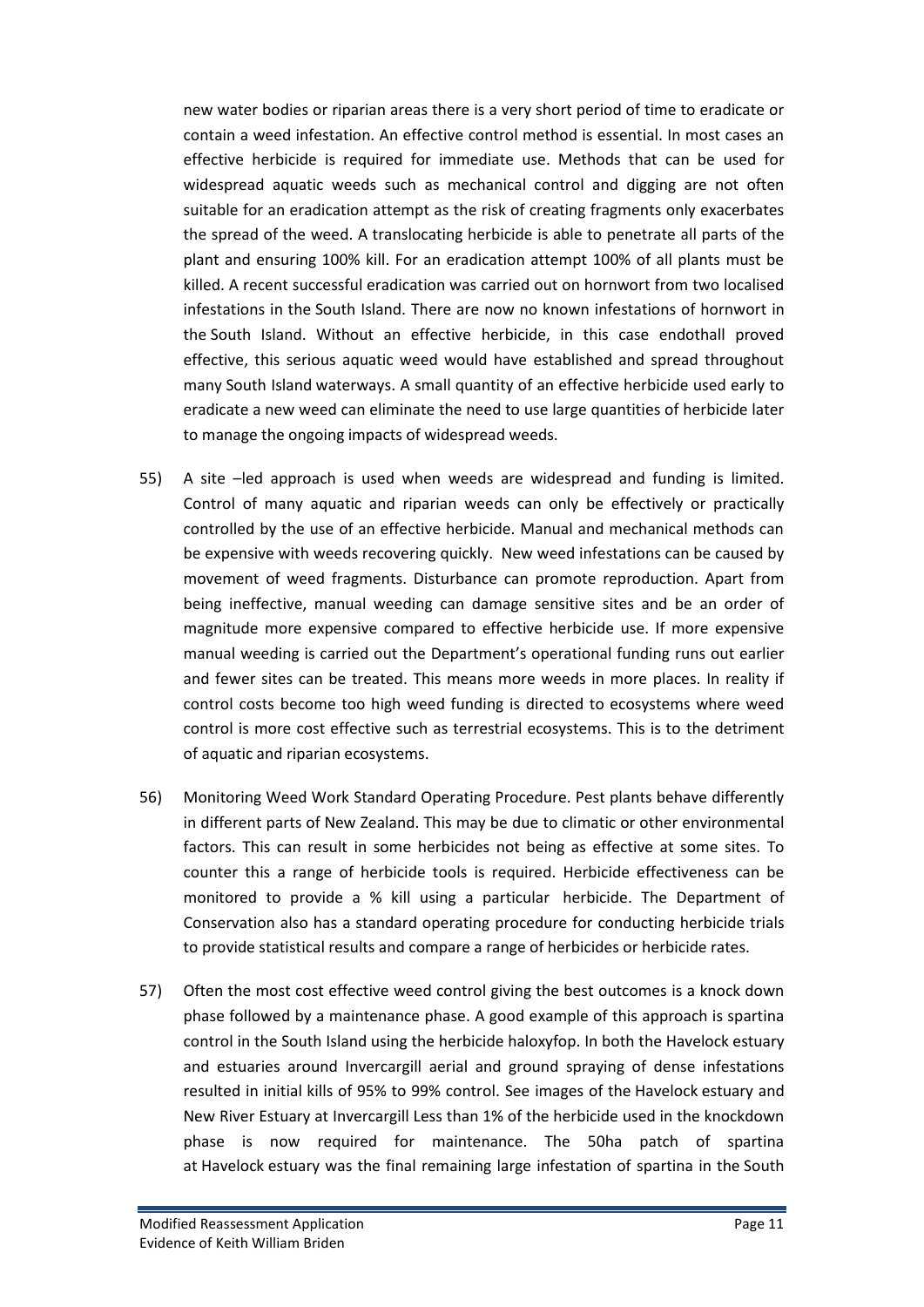new water bodies or riparian areas there is a very short period of time to eradicate or contain a weed infestation. An effective control method is essential. In most cases an effective herbicide is required for immediate use. Methods that can be used for widespread aquatic weeds such as mechanical control and digging are not often suitable for an eradication attempt as the risk of creating fragments only exacerbates the spread of the weed. A translocating herbicide is able to penetrate all parts of the plant and ensuring 100% kill. For an eradication attempt 100% of all plants must be killed. A recent successful eradication was carried out on hornwort from two localised infestations in the South Island. There are now no known infestations of hornwort in the South Island. Without an effective herbicide, in this case endothall proved effective, this serious aquatic weed would have established and spread throughout many South Island waterways. A small quantity of an effective herbicide used early to eradicate a new weed can eliminate the need to use large quantities of herbicide later to manage the ongoing impacts of widespread weeds.

55) A site –led approach is used when weeds are widespread and funding is limited. Control of many aquatic and riparian weeds can only be effectively or practically controlled by the use of an effective herbicide. Manual and mechanical methods can be expensive with weeds recovering quickly. New weed infestations can be caused by movement of weed fragments. Disturbance can promote reproduction. Apart from being ineffective, manual weeding can damage sensitive sites and be an order of magnitude more expensive compared to effective herbicide use. If more expensive manual weeding is carried out the Department's operational funding runs out earlier and fewer sites can be treated. This means more weeds in more places. In reality if control costs become too high weed funding is directed to ecosystems where weed control is more cost effective such as terrestrial ecosystems. This is to the detriment of aquatic and riparian ecosystems.

56) Monitoring Weed Work Standard Operating Procedure. Pest plants behave differently in different parts of New Zealand. This may be due to climatic or other environmental factors. This can result in some herbicides not being as effective at some sites. To counter this a range of herbicide tools is required. Herbicide effectiveness can be monitored to provide a % kill using a particular herbicide. The Department of Conservation also has a standard operating procedure for conducting herbicide trials to provide statistical results and compare a range of herbicides or herbicide rates.

57) Often the most cost effective weed control giving the best outcomes is a knock down phase followed by a maintenance phase. A good example of this approach is spartina control in the South Island using the herbicide haloxyfop. In both the Havelock estuary and estuaries around Invercargill aerial and ground spraying of dense infestations resulted in initial kills of 95% to 99% control. See images of the Havelock estuary and New River Estuary at Invercargill Less than 1% of the herbicide used in the knockdown phase is now required for maintenance. The 50ha patch of spartina at Havelock estuary was the final remaining large infestation of spartina in the South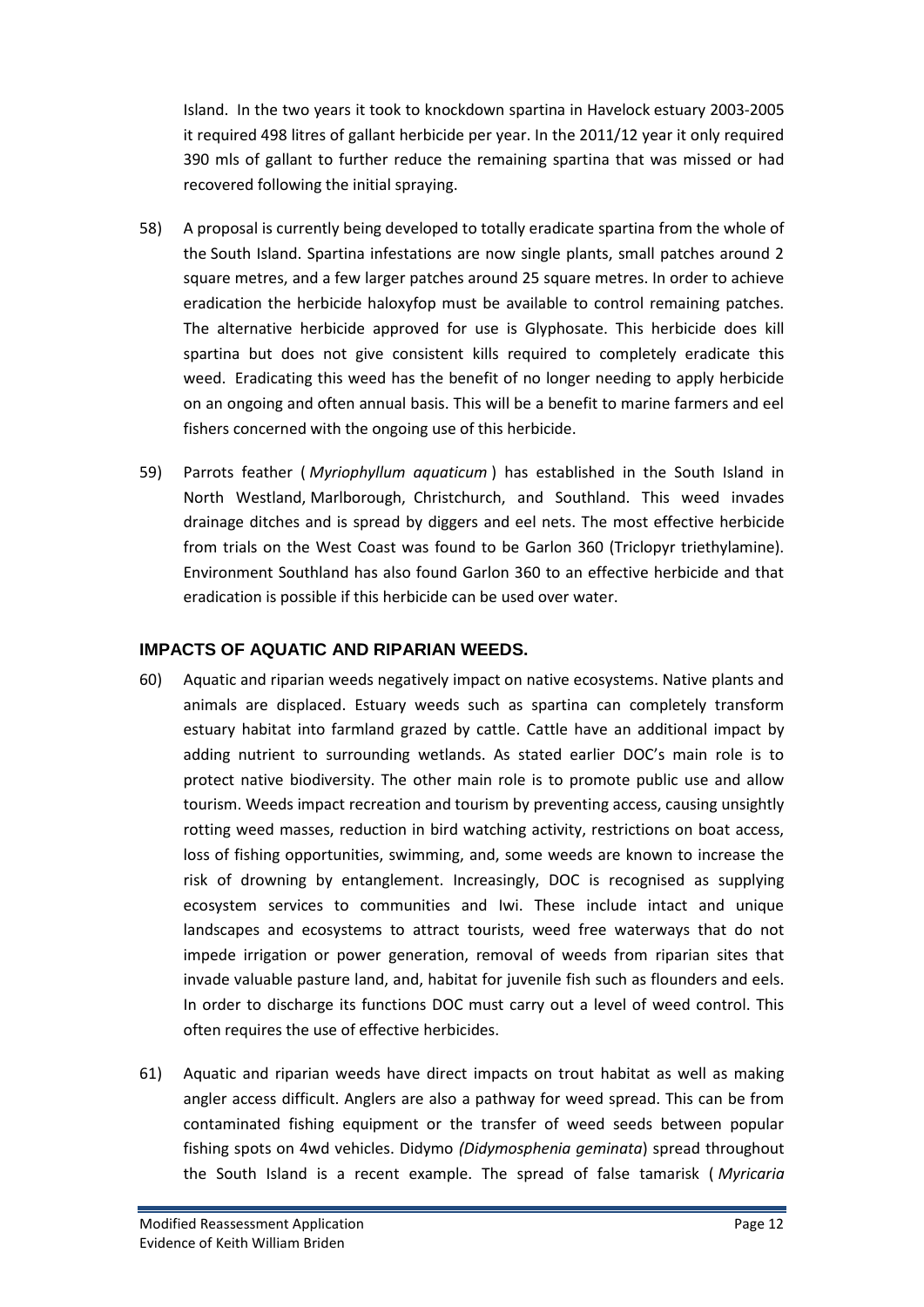Island. In the two years it took to knockdown spartina in Havelock estuary 2003-2005 it required 498 litres of gallant herbicide per year. In the 2011/12 year it only required 390 mls of gallant to further reduce the remaining spartina that was missed or had recovered following the initial spraying.

58) A proposal is currently being developed to totally eradicate spartina from the whole of the South Island. Spartina infestations are now single plants, small patches around 2 square metres, and a few larger patches around 25 square metres. In order to achieve eradication the herbicide haloxyfop must be available to control remaining patches. The alternative herbicide approved for use is Glyphosate. This herbicide does kill spartina but does not give consistent kills required to completely eradicate this weed. Eradicating this weed has the benefit of no longer needing to apply herbicide on an ongoing and often annual basis. This will be a benefit to marine farmers and eel fishers concerned with the ongoing use of this herbicide.

59) Parrots feather ( *Myriophyllum aquaticum* ) has established in the South Island in North Westland, Marlborough, Christchurch, and Southland. This weed invades drainage ditches and is spread by diggers and eel nets. The most effective herbicide from trials on the West Coast was found to be Garlon 360 (Triclopyr triethylamine). Environment Southland has also found Garlon 360 to an effective herbicide and that eradication is possible if this herbicide can be used over water.

## IMPACTS OF AQUATIC AND RIPARIAN WEEDS.

60) Aquatic and riparian weeds negatively impact on native ecosystems. Native plants and animals are displaced. Estuary weeds such as spartina can completely transform estuary habitat into farmland grazed by cattle. Cattle have an additional impact by adding nutrient to surrounding wetlands. As stated earlier DOC's main role is to protect native biodiversity. The other main role is to promote public use and allow tourism. Weeds impact recreation and tourism by preventing access, causing unsightly rotting weed masses, reduction in bird watching activity, restrictions on boat access, loss of fishing opportunities, swimming, and, some weeds are known to increase the risk of drowning by entanglement. Increasingly, DOC is recognised as supplying ecosystem services to communities and Iwi. These include intact and unique landscapes and ecosystems to attract tourists, weed free waterways that do not impede irrigation or power generation, removal of weeds from riparian sites that invade valuable pasture land, and, habitat for juvenile fish such as flounders and eels. In order to discharge its functions DOC must carry out a level of weed control. This often requires the use of effective herbicides.

61) Aquatic and riparian weeds have direct impacts on trout habitat as well as making angler access difficult. Anglers are also a pathway for weed spread. This can be from contaminated fishing equipment or the transfer of weed seeds between popular fishing spots on 4wd vehicles. Didymo *(Didymosphenia geminata*) spread throughout the South Island is a recent example. The spread of false tamarisk ( *Myricaria*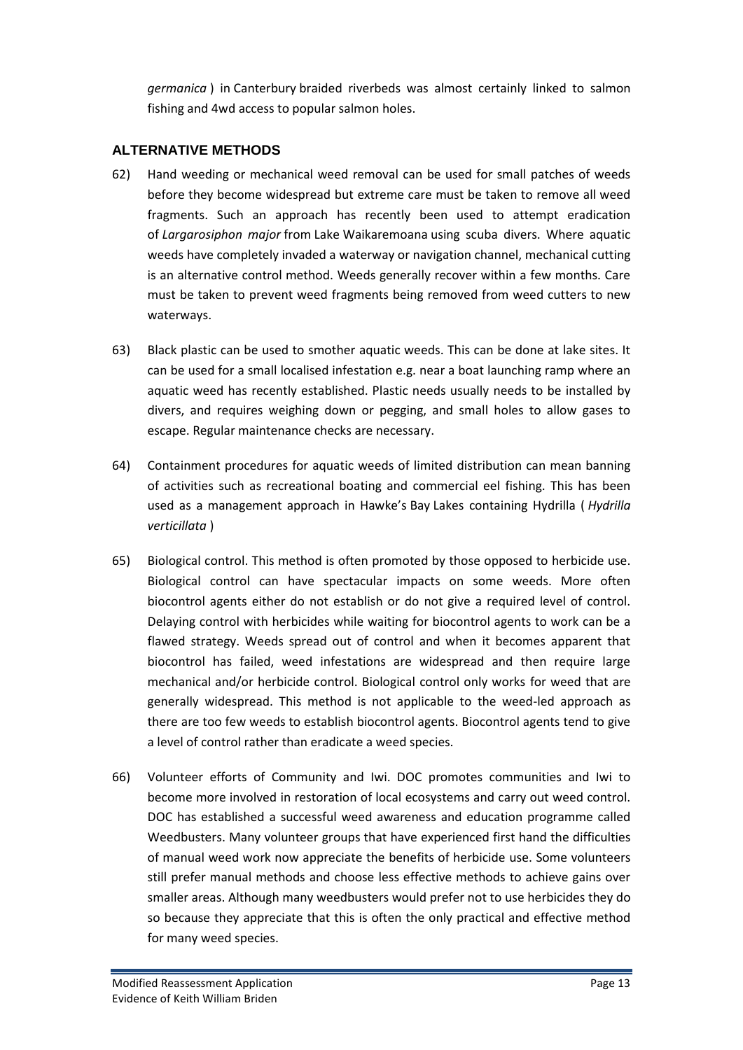*germanica* ) in Canterbury braided riverbeds was almost certainly linked to salmon fishing and 4wd access to popular salmon holes.

## ALTERNATIVE METHODS

62) Hand weeding or mechanical weed removal can be used for small patches of weeds before they become widespread but extreme care must be taken to remove all weed fragments. Such an approach has recently been used to attempt eradication of *Largarosiphon major* from Lake Waikaremoana using scuba divers. Where aquatic weeds have completely invaded a waterway or navigation channel, mechanical cutting is an alternative control method. Weeds generally recover within a few months. Care must be taken to prevent weed fragments being removed from weed cutters to new waterways.

63) Black plastic can be used to smother aquatic weeds. This can be done at lake sites. It can be used for a small localised infestation e.g. near a boat launching ramp where an aquatic weed has recently established. Plastic needs usually needs to be installed by divers, and requires weighing down or pegging, and small holes to allow gases to escape. Regular maintenance checks are necessary.

64) Containment procedures for aquatic weeds of limited distribution can mean banning of activities such as recreational boating and commercial eel fishing. This has been used as a management approach in Hawke's Bay Lakes containing Hydrilla ( *Hydrilla verticillata* )

65) Biological control. This method is often promoted by those opposed to herbicide use. Biological control can have spectacular impacts on some weeds. More often biocontrol agents either do not establish or do not give a required level of control. Delaying control with herbicides while waiting for biocontrol agents to work can be a flawed strategy. Weeds spread out of control and when it becomes apparent that biocontrol has failed, weed infestations are widespread and then require large mechanical and/or herbicide control. Biological control only works for weed that are generally widespread. This method is not applicable to the weed-led approach as there are too few weeds to establish biocontrol agents. Biocontrol agents tend to give a level of control rather than eradicate a weed species.

66) Volunteer efforts of Community and Iwi. DOC promotes communities and Iwi to become more involved in restoration of local ecosystems and carry out weed control. DOC has established a successful weed awareness and education programme called Weedbusters. Many volunteer groups that have experienced first hand the difficulties of manual weed work now appreciate the benefits of herbicide use. Some volunteers still prefer manual methods and choose less effective methods to achieve gains over smaller areas. Although many weedbusters would prefer not to use herbicides they do so because they appreciate that this is often the only practical and effective method for many weed species.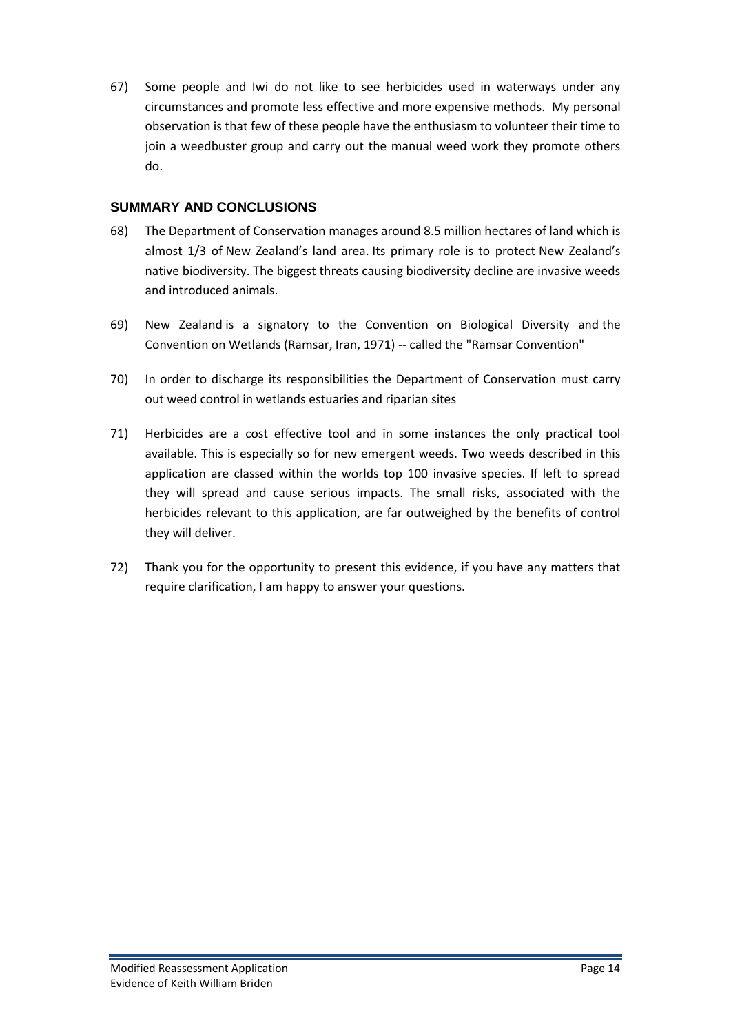67) Some people and Iwi do not like to see herbicides used in waterways under any circumstances and promote less effective and more expensive methods. My personal observation is that few of these people have the enthusiasm to volunteer their time to join a weedbuster group and carry out the manual weed work they promote others do.

## SUMMARY AND CONCLUSIONS

68) The Department of Conservation manages around 8.5 million hectares of land which is almost 1/3 of New Zealand's land area. Its primary role is to protect New Zealand's native biodiversity. The biggest threats causing biodiversity decline are invasive weeds and introduced animals.

69) New Zealand is a signatory to the Convention on Biological Diversity and the Convention on Wetlands (Ramsar, Iran, 1971) -- called the "Ramsar Convention"

70) In order to discharge its responsibilities the Department of Conservation must carry out weed control in wetlands estuaries and riparian sites

71) Herbicides are a cost effective tool and in some instances the only practical tool available. This is especially so for new emergent weeds. Two weeds described in this application are classed within the worlds top 100 invasive species. If left to spread they will spread and cause serious impacts. The small risks, associated with the herbicides relevant to this application, are far outweighed by the benefits of control they will deliver.

72) Thank you for the opportunity to present this evidence, if you have any matters that require clarification, I am happy to answer your questions.